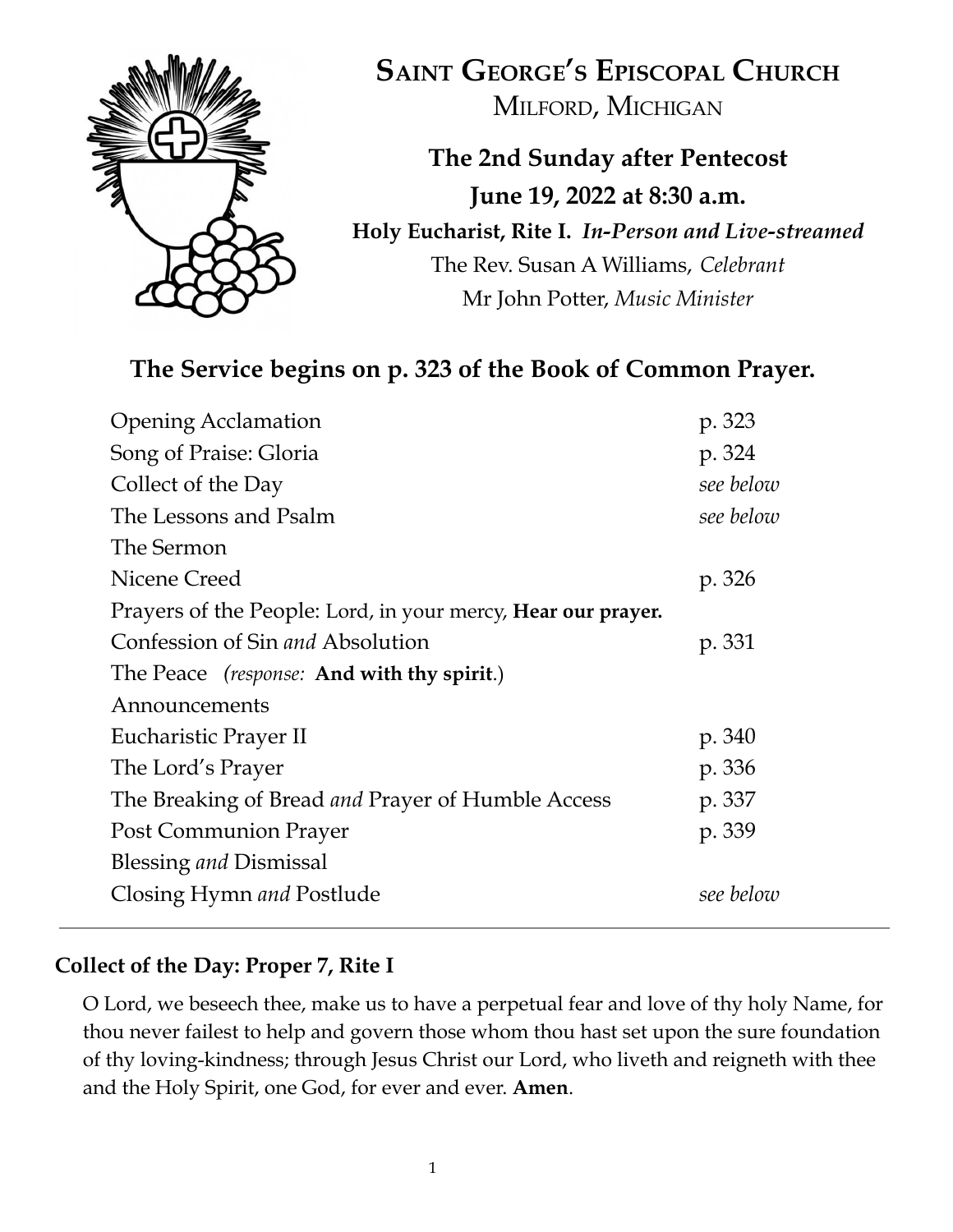# SAINT GEORGE'S EPISCOPAL CHURCH

MILFORD, MICHIGAN

**The 2nd Sunday after Pentecost**

**June 19, 2022 at 8:30 a.m.**

**Holy Eucharist, Rite I.** ***In-Person and Live-streamed***

The Rev. Susan A Williams, *Celebrant*

Mr John Potter, *Music Minister*

## The Service begins on p. 323 of the Book of Common Prayer.

| | |
|---|---|
| Opening Acclamation | p. 323 |
| Song of Praise: Gloria | p. 324 |
| Collect of the Day | *see below* |
| The Lessons and Psalm | *see below* |
| The Sermon | |
| Nicene Creed | p. 326 |
| Prayers of the People: Lord, in your mercy, **Hear our prayer.** | |
| Confession of Sin *and* Absolution | p. 331 |
| The Peace *(response:* **And with thy spirit**.) | |
| Announcements | |
| Eucharistic Prayer II | p. 340 |
| The Lord's Prayer | p. 336 |
| The Breaking of Bread *and* Prayer of Humble Access | p. 337 |
| Post Communion Prayer | p. 339 |
| Blessing *and* Dismissal | |
| Closing Hymn *and* Postlude | *see below* |

---

### Collect of the Day: Proper 7, Rite I

O Lord, we beseech thee, make us to have a perpetual fear and love of thy holy Name, for thou never failest to help and govern those whom thou hast set upon the sure foundation of thy loving-kindness; through Jesus Christ our Lord, who liveth and reigneth with thee and the Holy Spirit, one God, for ever and ever. **Amen**.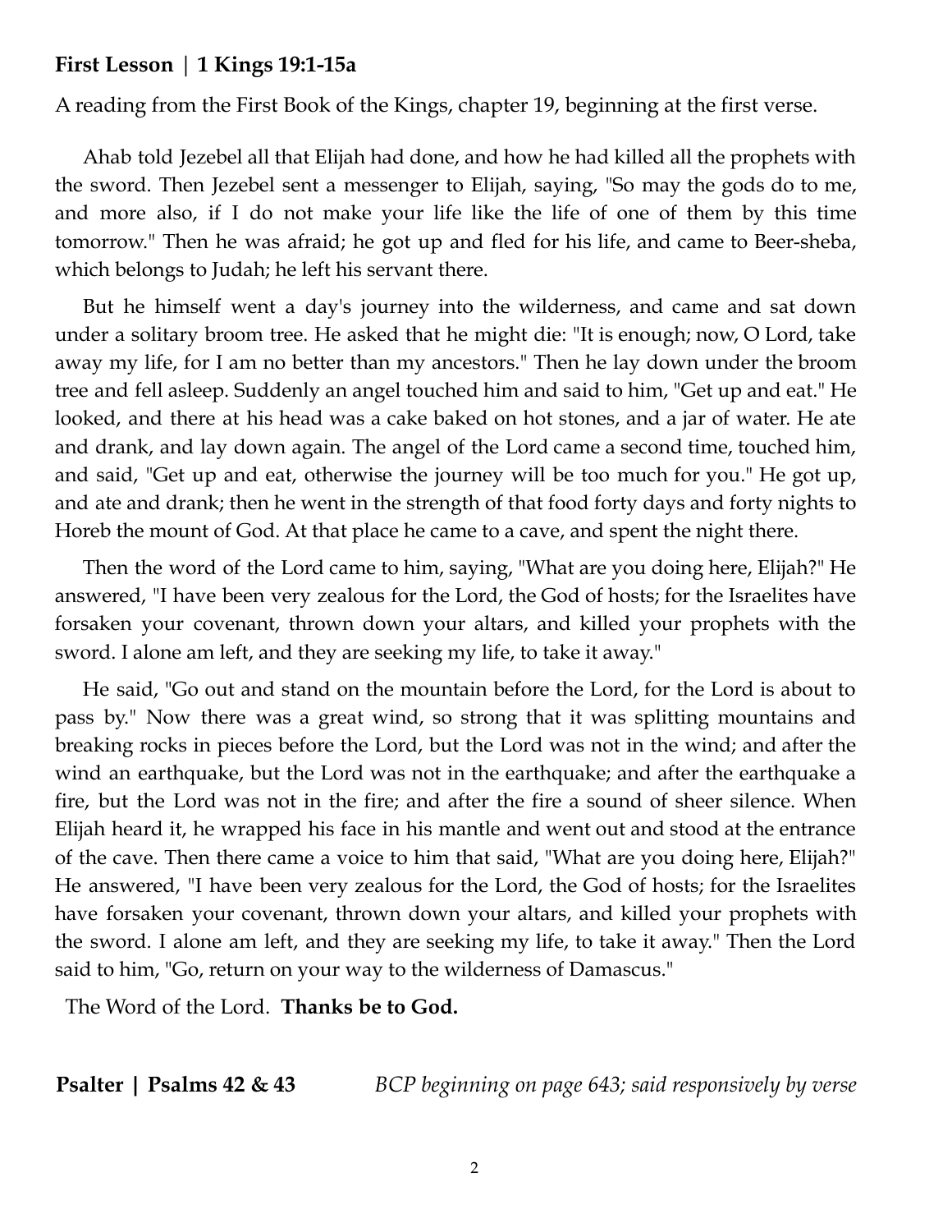**First Lesson | 1 Kings 19:1-15a**

A reading from the First Book of the Kings, chapter 19, beginning at the first verse.

Ahab told Jezebel all that Elijah had done, and how he had killed all the prophets with the sword. Then Jezebel sent a messenger to Elijah, saying, "So may the gods do to me, and more also, if I do not make your life like the life of one of them by this time tomorrow." Then he was afraid; he got up and fled for his life, and came to Beer-sheba, which belongs to Judah; he left his servant there.

But he himself went a day's journey into the wilderness, and came and sat down under a solitary broom tree. He asked that he might die: "It is enough; now, O Lord, take away my life, for I am no better than my ancestors." Then he lay down under the broom tree and fell asleep. Suddenly an angel touched him and said to him, "Get up and eat." He looked, and there at his head was a cake baked on hot stones, and a jar of water. He ate and drank, and lay down again. The angel of the Lord came a second time, touched him, and said, "Get up and eat, otherwise the journey will be too much for you." He got up, and ate and drank; then he went in the strength of that food forty days and forty nights to Horeb the mount of God. At that place he came to a cave, and spent the night there.

Then the word of the Lord came to him, saying, "What are you doing here, Elijah?" He answered, "I have been very zealous for the Lord, the God of hosts; for the Israelites have forsaken your covenant, thrown down your altars, and killed your prophets with the sword. I alone am left, and they are seeking my life, to take it away."

He said, "Go out and stand on the mountain before the Lord, for the Lord is about to pass by." Now there was a great wind, so strong that it was splitting mountains and breaking rocks in pieces before the Lord, but the Lord was not in the wind; and after the wind an earthquake, but the Lord was not in the earthquake; and after the earthquake a fire, but the Lord was not in the fire; and after the fire a sound of sheer silence. When Elijah heard it, he wrapped his face in his mantle and went out and stood at the entrance of the cave. Then there came a voice to him that said, "What are you doing here, Elijah?" He answered, "I have been very zealous for the Lord, the God of hosts; for the Israelites have forsaken your covenant, thrown down your altars, and killed your prophets with the sword. I alone am left, and they are seeking my life, to take it away." Then the Lord said to him, "Go, return on your way to the wilderness of Damascus."

The Word of the Lord. **Thanks be to God.**

**Psalter | Psalms 42 & 43** *BCP beginning on page 643; said responsively by verse*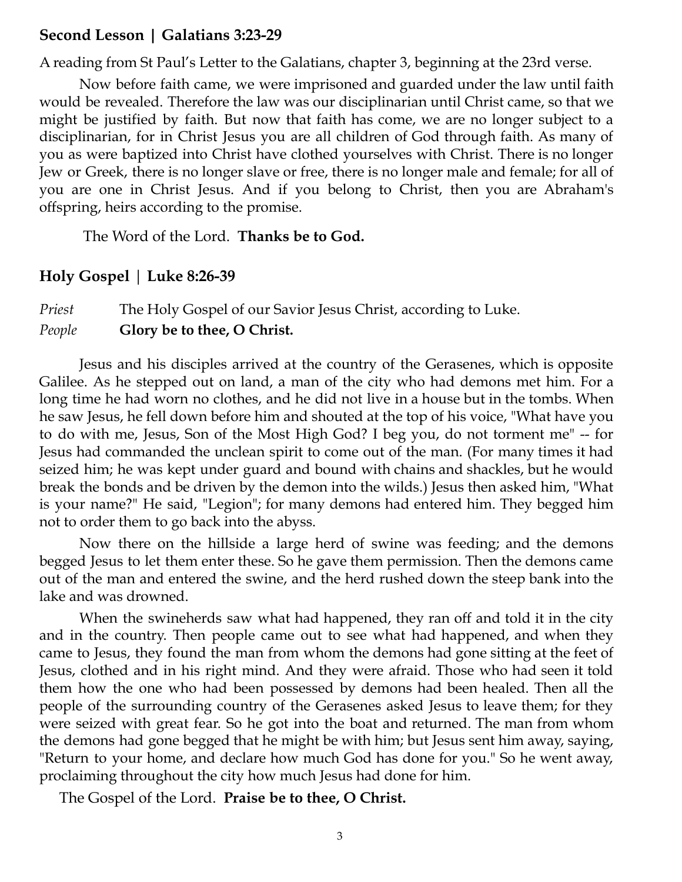## Second Lesson | Galatians 3:23-29

A reading from St Paul's Letter to the Galatians, chapter 3, beginning at the 23rd verse.

Now before faith came, we were imprisoned and guarded under the law until faith would be revealed. Therefore the law was our disciplinarian until Christ came, so that we might be justified by faith. But now that faith has come, we are no longer subject to a disciplinarian, for in Christ Jesus you are all children of God through faith. As many of you as were baptized into Christ have clothed yourselves with Christ. There is no longer Jew or Greek, there is no longer slave or free, there is no longer male and female; for all of you are one in Christ Jesus. And if you belong to Christ, then you are Abraham's offspring, heirs according to the promise.

The Word of the Lord. **Thanks be to God.**

## Holy Gospel | Luke 8:26-39

*Priest* The Holy Gospel of our Savior Jesus Christ, according to Luke.
*People* **Glory be to thee, O Christ.**

Jesus and his disciples arrived at the country of the Gerasenes, which is opposite Galilee. As he stepped out on land, a man of the city who had demons met him. For a long time he had worn no clothes, and he did not live in a house but in the tombs. When he saw Jesus, he fell down before him and shouted at the top of his voice, "What have you to do with me, Jesus, Son of the Most High God? I beg you, do not torment me" -- for Jesus had commanded the unclean spirit to come out of the man. (For many times it had seized him; he was kept under guard and bound with chains and shackles, but he would break the bonds and be driven by the demon into the wilds.) Jesus then asked him, "What is your name?" He said, "Legion"; for many demons had entered him. They begged him not to order them to go back into the abyss.

Now there on the hillside a large herd of swine was feeding; and the demons begged Jesus to let them enter these. So he gave them permission. Then the demons came out of the man and entered the swine, and the herd rushed down the steep bank into the lake and was drowned.

When the swineherds saw what had happened, they ran off and told it in the city and in the country. Then people came out to see what had happened, and when they came to Jesus, they found the man from whom the demons had gone sitting at the feet of Jesus, clothed and in his right mind. And they were afraid. Those who had seen it told them how the one who had been possessed by demons had been healed. Then all the people of the surrounding country of the Gerasenes asked Jesus to leave them; for they were seized with great fear. So he got into the boat and returned. The man from whom the demons had gone begged that he might be with him; but Jesus sent him away, saying, "Return to your home, and declare how much God has done for you." So he went away, proclaiming throughout the city how much Jesus had done for him.

The Gospel of the Lord. **Praise be to thee, O Christ.**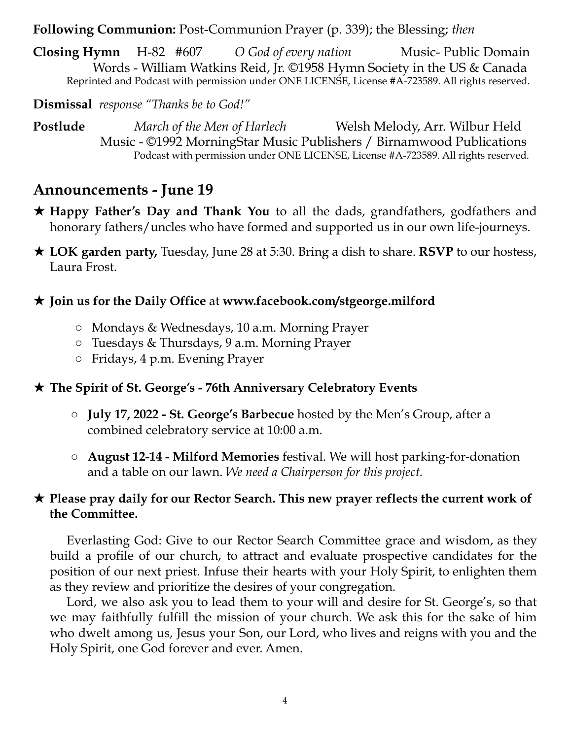**Following Communion:** Post-Communion Prayer (p. 339); the Blessing; *then*

**Closing Hymn** H-82 #607 *O God of every nation* Music- Public Domain
Words - William Watkins Reid, Jr. ©1958 Hymn Society in the US & Canada
Reprinted and Podcast with permission under ONE LICENSE, License #A-723589. All rights reserved.

**Dismissal** *response "Thanks be to God!"*

**Postlude** *March of the Men of Harlech* Welsh Melody, Arr. Wilbur Held
Music - ©1992 MorningStar Music Publishers / Birnamwood Publications
Podcast with permission under ONE LICENSE, License #A-723589. All rights reserved.

## Announcements - June 19

★ **Happy Father's Day and Thank You** to all the dads, grandfathers, godfathers and honorary fathers/uncles who have formed and supported us in our own life-journeys.

★ **LOK garden party,** Tuesday, June 28 at 5:30. Bring a dish to share. **RSVP** to our hostess, Laura Frost.

★ **Join us for the Daily Office** at **www.facebook.com/stgeorge.milford**

- Mondays & Wednesdays, 10 a.m. Morning Prayer
- Tuesdays & Thursdays, 9 a.m. Morning Prayer
- Fridays, 4 p.m. Evening Prayer

★ **The Spirit of St. George's - 76th Anniversary Celebratory Events**

- **July 17, 2022 - St. George's Barbecue** hosted by the Men's Group, after a combined celebratory service at 10:00 a.m.
- **August 12-14 - Milford Memories** festival. We will host parking-for-donation and a table on our lawn. *We need a Chairperson for this project.*

★ **Please pray daily for our Rector Search. This new prayer reflects the current work of the Committee.**

Everlasting God: Give to our Rector Search Committee grace and wisdom, as they build a profile of our church, to attract and evaluate prospective candidates for the position of our next priest. Infuse their hearts with your Holy Spirit, to enlighten them as they review and prioritize the desires of your congregation.

Lord, we also ask you to lead them to your will and desire for St. George's, so that we may faithfully fulfill the mission of your church. We ask this for the sake of him who dwelt among us, Jesus your Son, our Lord, who lives and reigns with you and the Holy Spirit, one God forever and ever. Amen.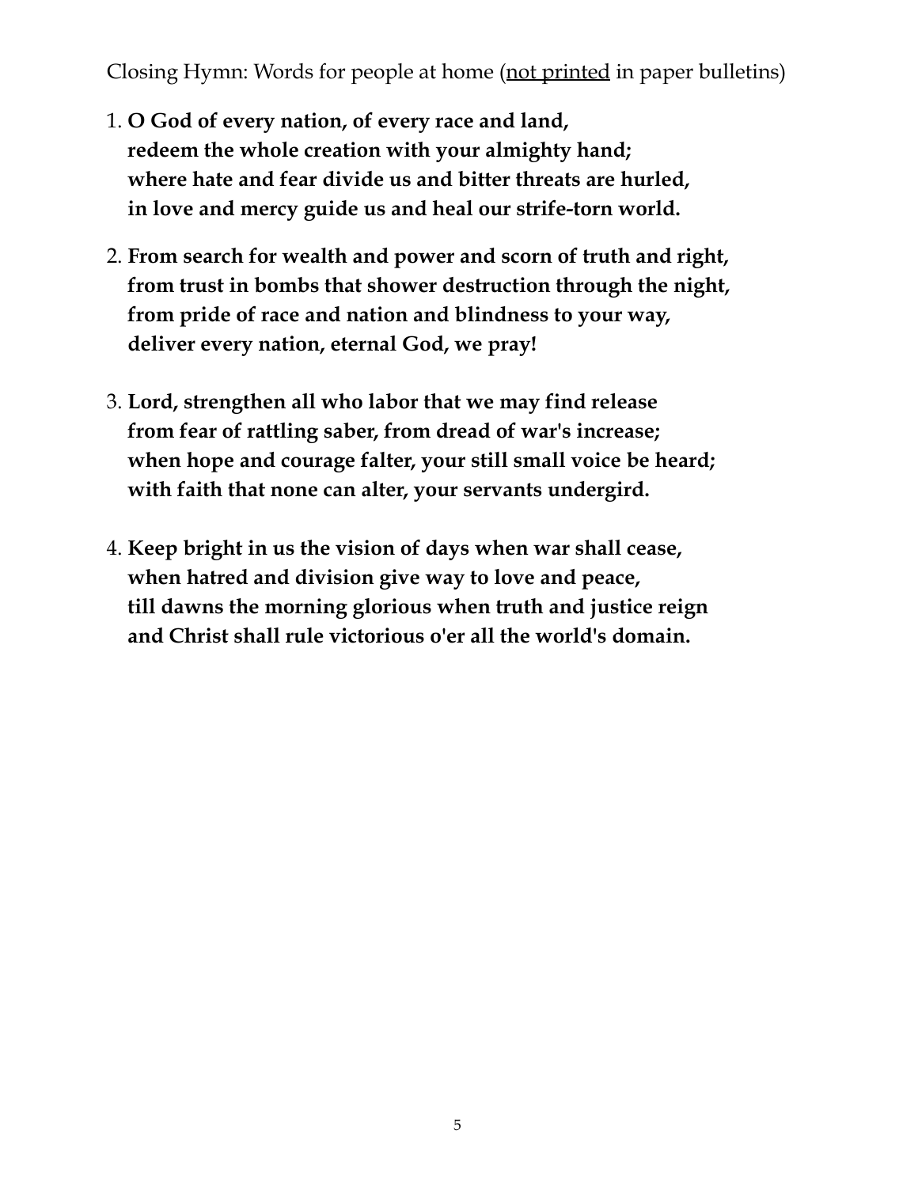Closing Hymn: Words for people at home (<u>not printed</u> in paper bulletins)

1. **O God of every nation, of every race and land,**
   **redeem the whole creation with your almighty hand;**
   **where hate and fear divide us and bitter threats are hurled,**
   **in love and mercy guide us and heal our strife-torn world.**

2. **From search for wealth and power and scorn of truth and right,**
   **from trust in bombs that shower destruction through the night,**
   **from pride of race and nation and blindness to your way,**
   **deliver every nation, eternal God, we pray!**

3. **Lord, strengthen all who labor that we may find release**
   **from fear of rattling saber, from dread of war's increase;**
   **when hope and courage falter, your still small voice be heard;**
   **with faith that none can alter, your servants undergird.**

4. **Keep bright in us the vision of days when war shall cease,**
   **when hatred and division give way to love and peace,**
   **till dawns the morning glorious when truth and justice reign**
   **and Christ shall rule victorious o'er all the world's domain.**